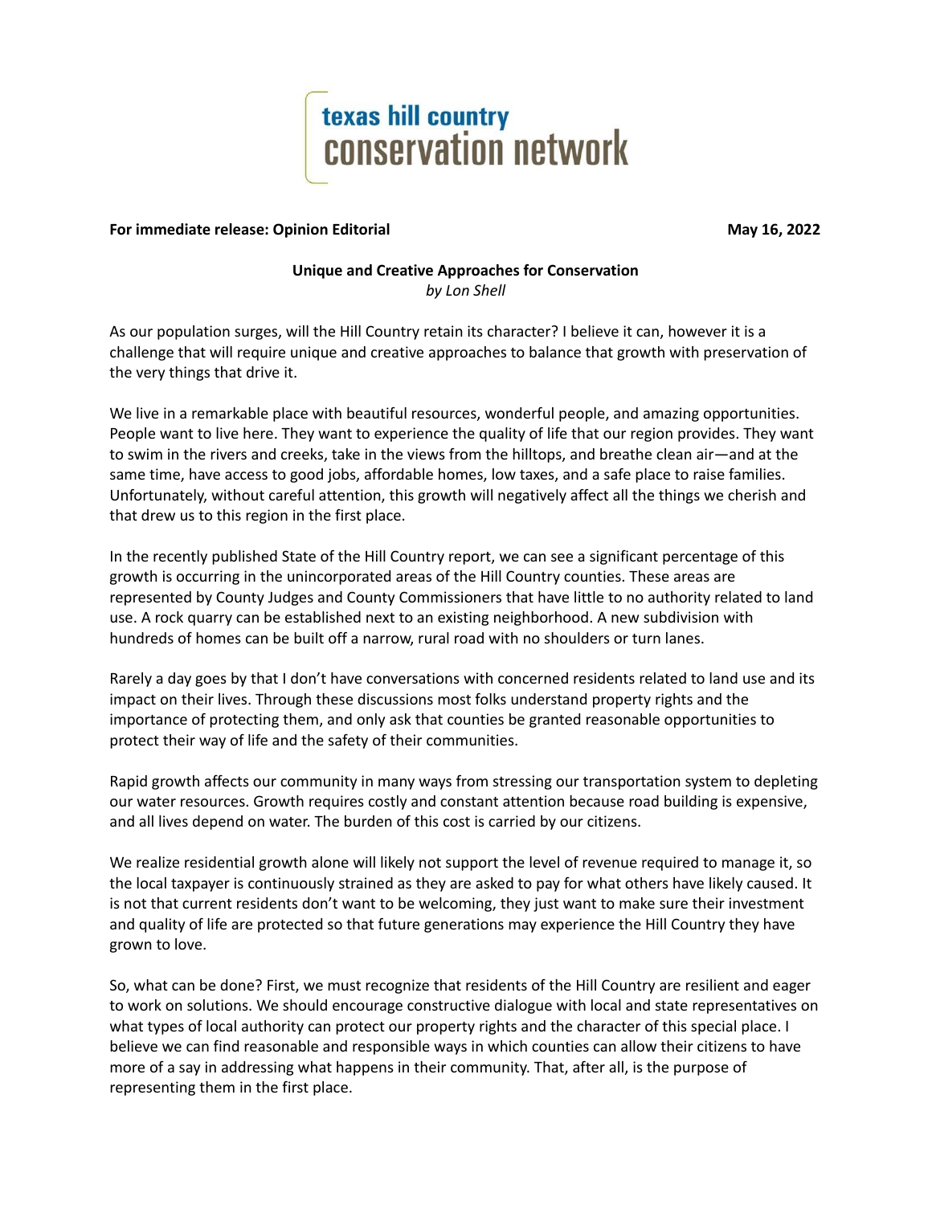texas hill country
conservation network

**For immediate release: Opinion Editorial** **May 16, 2022**

**Unique and Creative Approaches for Conservation**
*by Lon Shell*

As our population surges, will the Hill Country retain its character? I believe it can, however it is a challenge that will require unique and creative approaches to balance that growth with preservation of the very things that drive it.

We live in a remarkable place with beautiful resources, wonderful people, and amazing opportunities. People want to live here. They want to experience the quality of life that our region provides. They want to swim in the rivers and creeks, take in the views from the hilltops, and breathe clean air—and at the same time, have access to good jobs, affordable homes, low taxes, and a safe place to raise families. Unfortunately, without careful attention, this growth will negatively affect all the things we cherish and that drew us to this region in the first place.

In the recently published State of the Hill Country report, we can see a significant percentage of this growth is occurring in the unincorporated areas of the Hill Country counties. These areas are represented by County Judges and County Commissioners that have little to no authority related to land use. A rock quarry can be established next to an existing neighborhood. A new subdivision with hundreds of homes can be built off a narrow, rural road with no shoulders or turn lanes.

Rarely a day goes by that I don't have conversations with concerned residents related to land use and its impact on their lives. Through these discussions most folks understand property rights and the importance of protecting them, and only ask that counties be granted reasonable opportunities to protect their way of life and the safety of their communities.

Rapid growth affects our community in many ways from stressing our transportation system to depleting our water resources. Growth requires costly and constant attention because road building is expensive, and all lives depend on water. The burden of this cost is carried by our citizens.

We realize residential growth alone will likely not support the level of revenue required to manage it, so the local taxpayer is continuously strained as they are asked to pay for what others have likely caused. It is not that current residents don't want to be welcoming, they just want to make sure their investment and quality of life are protected so that future generations may experience the Hill Country they have grown to love.

So, what can be done? First, we must recognize that residents of the Hill Country are resilient and eager to work on solutions. We should encourage constructive dialogue with local and state representatives on what types of local authority can protect our property rights and the character of this special place. I believe we can find reasonable and responsible ways in which counties can allow their citizens to have more of a say in addressing what happens in their community. That, after all, is the purpose of representing them in the first place.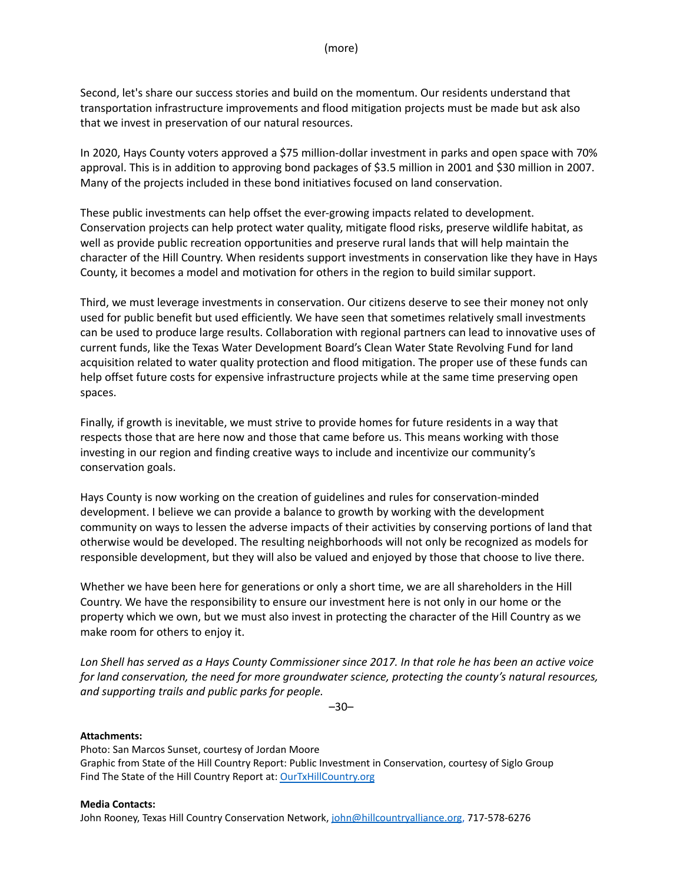(more)

Second, let's share our success stories and build on the momentum. Our residents understand that transportation infrastructure improvements and flood mitigation projects must be made but ask also that we invest in preservation of our natural resources.

In 2020, Hays County voters approved a $75 million-dollar investment in parks and open space with 70% approval. This is in addition to approving bond packages of $3.5 million in 2001 and $30 million in 2007. Many of the projects included in these bond initiatives focused on land conservation.

These public investments can help offset the ever-growing impacts related to development. Conservation projects can help protect water quality, mitigate flood risks, preserve wildlife habitat, as well as provide public recreation opportunities and preserve rural lands that will help maintain the character of the Hill Country. When residents support investments in conservation like they have in Hays County, it becomes a model and motivation for others in the region to build similar support.

Third, we must leverage investments in conservation. Our citizens deserve to see their money not only used for public benefit but used efficiently. We have seen that sometimes relatively small investments can be used to produce large results. Collaboration with regional partners can lead to innovative uses of current funds, like the Texas Water Development Board's Clean Water State Revolving Fund for land acquisition related to water quality protection and flood mitigation. The proper use of these funds can help offset future costs for expensive infrastructure projects while at the same time preserving open spaces.

Finally, if growth is inevitable, we must strive to provide homes for future residents in a way that respects those that are here now and those that came before us. This means working with those investing in our region and finding creative ways to include and incentivize our community's conservation goals.

Hays County is now working on the creation of guidelines and rules for conservation-minded development. I believe we can provide a balance to growth by working with the development community on ways to lessen the adverse impacts of their activities by conserving portions of land that otherwise would be developed. The resulting neighborhoods will not only be recognized as models for responsible development, but they will also be valued and enjoyed by those that choose to live there.

Whether we have been here for generations or only a short time, we are all shareholders in the Hill Country. We have the responsibility to ensure our investment here is not only in our home or the property which we own, but we must also invest in protecting the character of the Hill Country as we make room for others to enjoy it.

*Lon Shell has served as a Hays County Commissioner since 2017. In that role he has been an active voice for land conservation, the need for more groundwater science, protecting the county's natural resources, and supporting trails and public parks for people.*

–30–

**Attachments:**
Photo: San Marcos Sunset, courtesy of Jordan Moore
Graphic from State of the Hill Country Report: Public Investment in Conservation, courtesy of Siglo Group
Find The State of the Hill Country Report at: [OurTxHillCountry.org](OurTxHillCountry.org)

**Media Contacts:**
John Rooney, Texas Hill Country Conservation Network, john@hillcountryalliance.org, 717-578-6276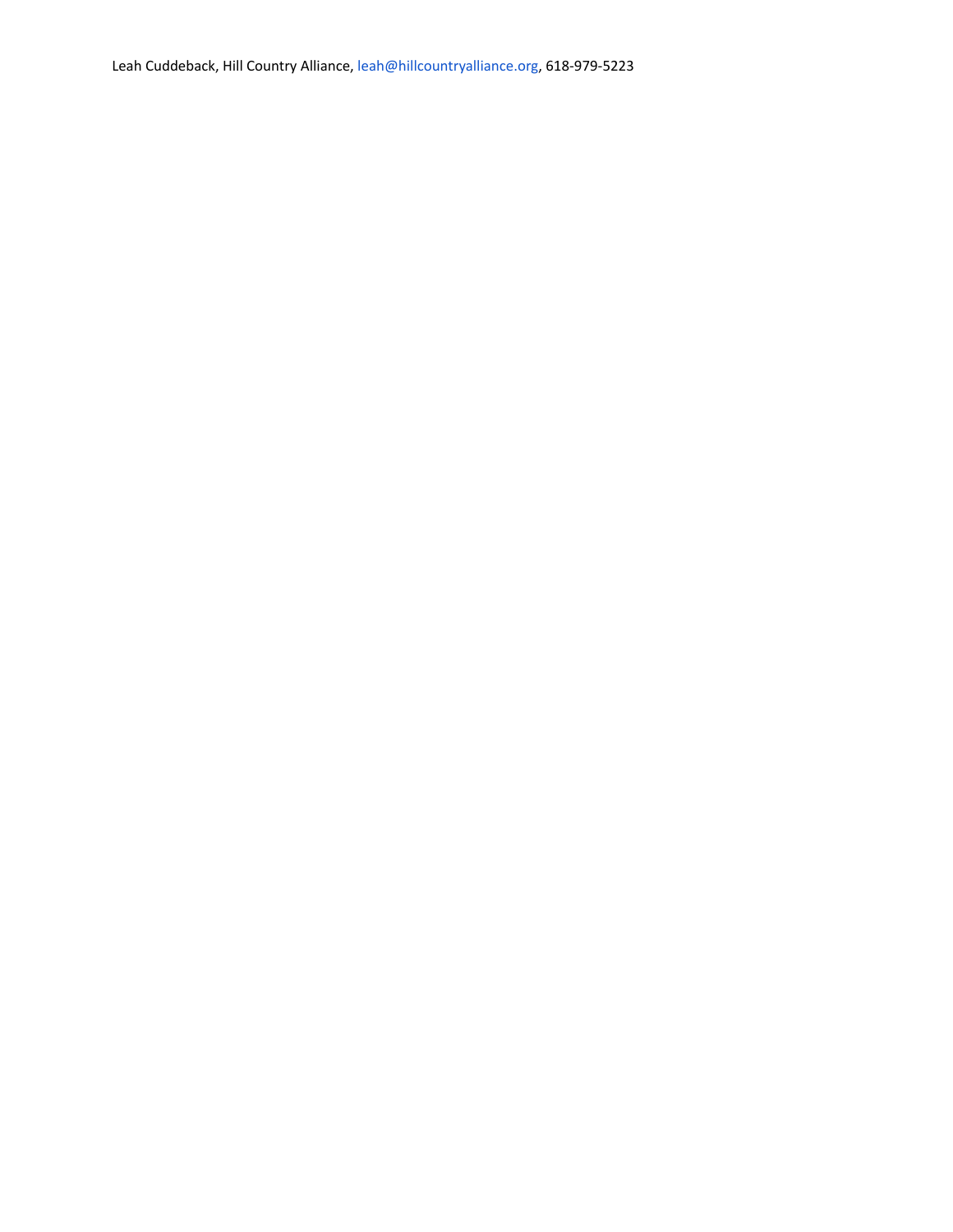Leah Cuddeback, Hill Country Alliance, leah@hillcountryalliance.org, 618-979-5223